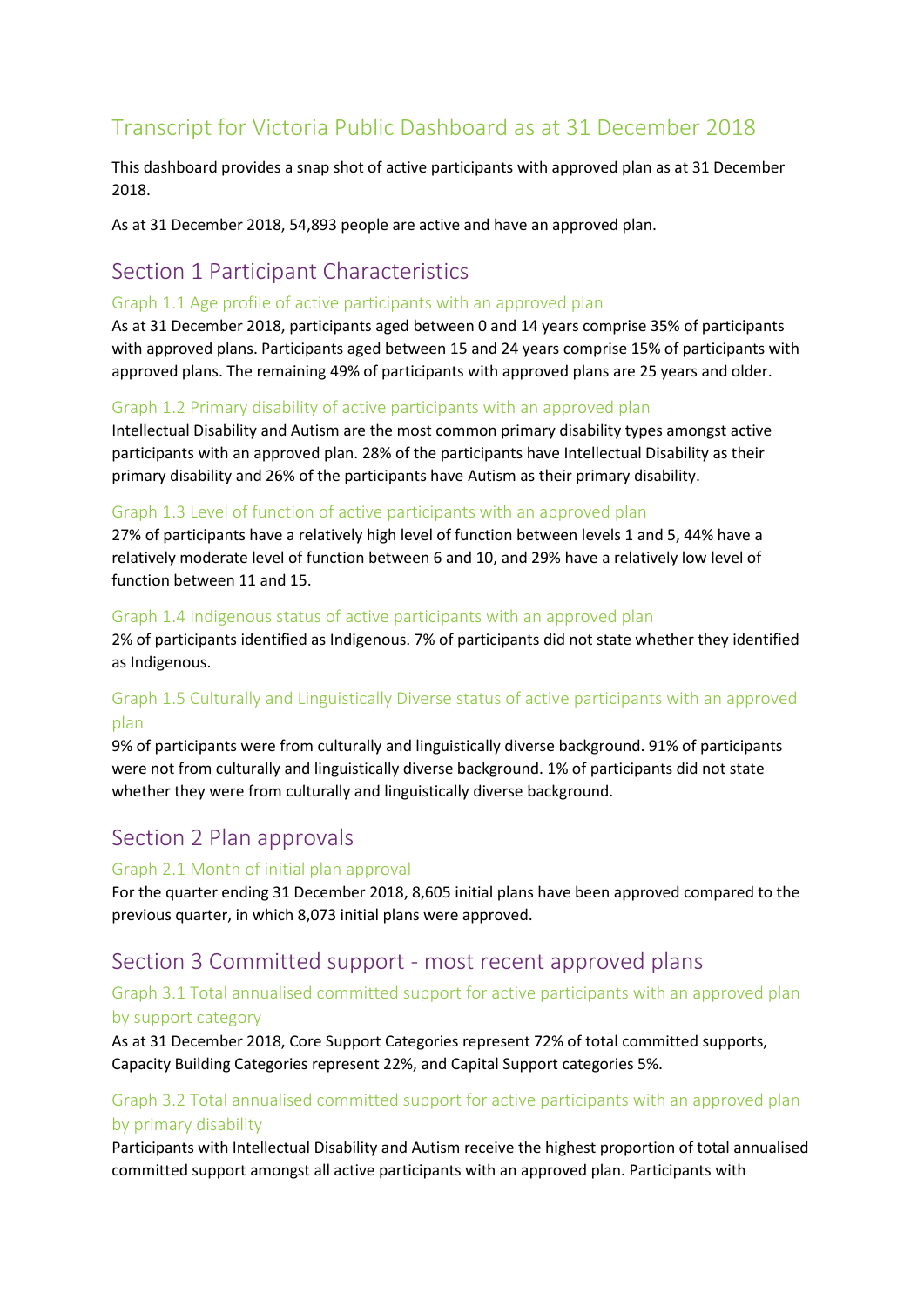# Transcript for Victoria Public Dashboard as at 31 December 2018

This dashboard provides a snap shot of active participants with approved plan as at 31 December 2018.

As at 31 December 2018, 54,893 people are active and have an approved plan.

## Section 1 Participant Characteristics

### Graph 1.1 Age profile of active participants with an approved plan

As at 31 December 2018, participants aged between 0 and 14 years comprise 35% of participants with approved plans. Participants aged between 15 and 24 years comprise 15% of participants with approved plans. The remaining 49% of participants with approved plans are 25 years and older.

### Graph 1.2 Primary disability of active participants with an approved plan

Intellectual Disability and Autism are the most common primary disability types amongst active participants with an approved plan. 28% of the participants have Intellectual Disability as their primary disability and 26% of the participants have Autism as their primary disability.

### Graph 1.3 Level of function of active participants with an approved plan

27% of participants have a relatively high level of function between levels 1 and 5, 44% have a relatively moderate level of function between 6 and 10, and 29% have a relatively low level of function between 11 and 15.

### Graph 1.4 Indigenous status of active participants with an approved plan

2% of participants identified as Indigenous. 7% of participants did not state whether they identified as Indigenous.

### Graph 1.5 Culturally and Linguistically Diverse status of active participants with an approved plan

9% of participants were from culturally and linguistically diverse background. 91% of participants were not from culturally and linguistically diverse background. 1% of participants did not state whether they were from culturally and linguistically diverse background.

## Section 2 Plan approvals

### Graph 2.1 Month of initial plan approval

For the quarter ending 31 December 2018, 8,605 initial plans have been approved compared to the previous quarter, in which 8,073 initial plans were approved.

## Section 3 Committed support - most recent approved plans

### Graph 3.1 Total annualised committed support for active participants with an approved plan by support category

As at 31 December 2018, Core Support Categories represent 72% of total committed supports, Capacity Building Categories represent 22%, and Capital Support categories 5%.

### Graph 3.2 Total annualised committed support for active participants with an approved plan by primary disability

Participants with Intellectual Disability and Autism receive the highest proportion of total annualised committed support amongst all active participants with an approved plan. Participants with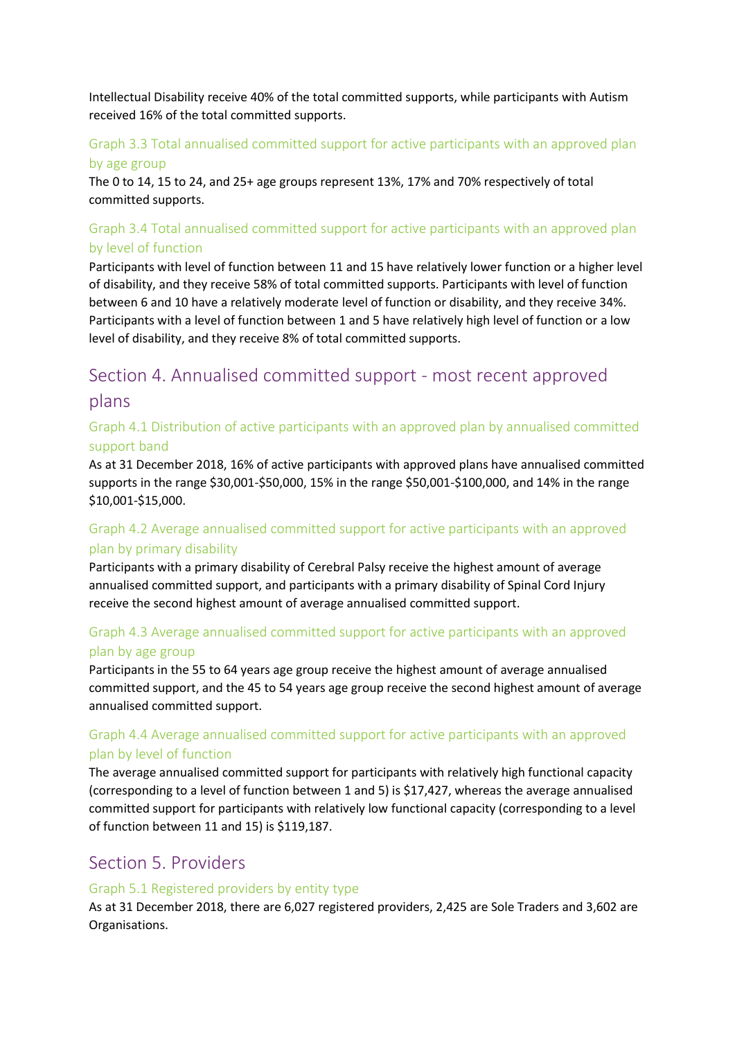Intellectual Disability receive 40% of the total committed supports, while participants with Autism received 16% of the total committed supports.

### Graph 3.3 Total annualised committed support for active participants with an approved plan by age group

The 0 to 14, 15 to 24, and 25+ age groups represent 13%, 17% and 70% respectively of total committed supports.

### Graph 3.4 Total annualised committed support for active participants with an approved plan by level of function

Participants with level of function between 11 and 15 have relatively lower function or a higher level of disability, and they receive 58% of total committed supports. Participants with level of function between 6 and 10 have a relatively moderate level of function or disability, and they receive 34%. Participants with a level of function between 1 and 5 have relatively high level of function or a low level of disability, and they receive 8% of total committed supports.

## Section 4. Annualised committed support - most recent approved plans

### Graph 4.1 Distribution of active participants with an approved plan by annualised committed support band

As at 31 December 2018, 16% of active participants with approved plans have annualised committed supports in the range $30,001-$50,000, 15% in the range $50,001-$100,000, and 14% in the range $10,001-$15,000.

### Graph 4.2 Average annualised committed support for active participants with an approved plan by primary disability

Participants with a primary disability of Cerebral Palsy receive the highest amount of average annualised committed support, and participants with a primary disability of Spinal Cord Injury receive the second highest amount of average annualised committed support.

### Graph 4.3 Average annualised committed support for active participants with an approved plan by age group

Participants in the 55 to 64 years age group receive the highest amount of average annualised committed support, and the 45 to 54 years age group receive the second highest amount of average annualised committed support.

### Graph 4.4 Average annualised committed support for active participants with an approved plan by level of function

The average annualised committed support for participants with relatively high functional capacity (corresponding to a level of function between 1 and 5) is $17,427, whereas the average annualised committed support for participants with relatively low functional capacity (corresponding to a level of function between 11 and 15) is $119,187.

## Section 5. Providers

### Graph 5.1 Registered providers by entity type

As at 31 December 2018, there are 6,027 registered providers, 2,425 are Sole Traders and 3,602 are Organisations.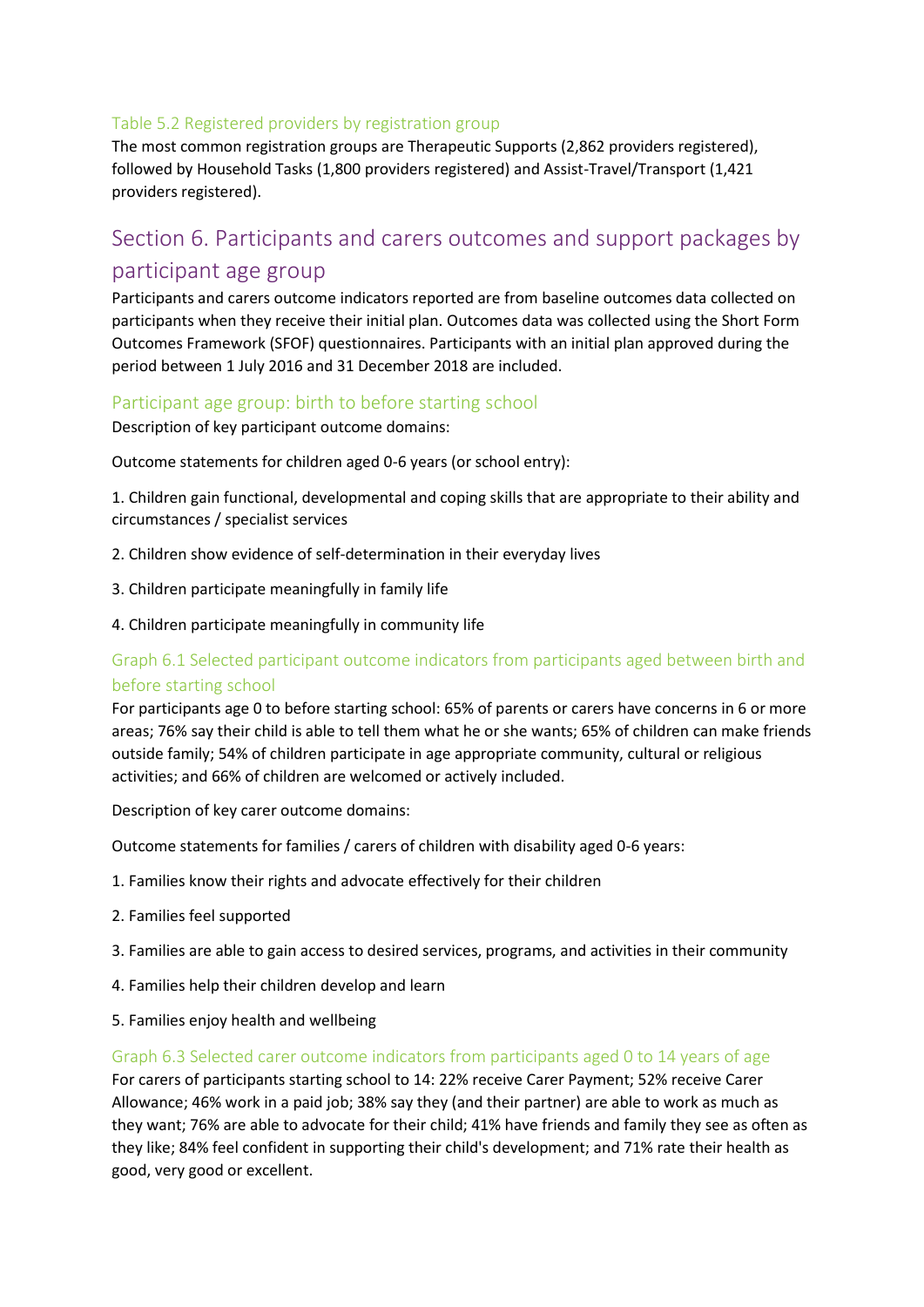### Table 5.2 Registered providers by registration group

The most common registration groups are Therapeutic Supports (2,862 providers registered), followed by Household Tasks (1,800 providers registered) and Assist-Travel/Transport (1,421 providers registered).

## Section 6. Participants and carers outcomes and support packages by participant age group

Participants and carers outcome indicators reported are from baseline outcomes data collected on participants when they receive their initial plan. Outcomes data was collected using the Short Form Outcomes Framework (SFOF) questionnaires. Participants with an initial plan approved during the period between 1 July 2016 and 31 December 2018 are included.

### Participant age group: birth to before starting school

Description of key participant outcome domains:

Outcome statements for children aged 0-6 years (or school entry):

1. Children gain functional, developmental and coping skills that are appropriate to their ability and circumstances / specialist services
2. Children show evidence of self-determination in their everyday lives
3. Children participate meaningfully in family life
4. Children participate meaningfully in community life

### Graph 6.1 Selected participant outcome indicators from participants aged between birth and before starting school

For participants age 0 to before starting school: 65% of parents or carers have concerns in 6 or more areas; 76% say their child is able to tell them what he or she wants; 65% of children can make friends outside family; 54% of children participate in age appropriate community, cultural or religious activities; and 66% of children are welcomed or actively included.

Description of key carer outcome domains:

Outcome statements for families / carers of children with disability aged 0-6 years:

1. Families know their rights and advocate effectively for their children
2. Families feel supported
3. Families are able to gain access to desired services, programs, and activities in their community
4. Families help their children develop and learn
5. Families enjoy health and wellbeing

### Graph 6.3 Selected carer outcome indicators from participants aged 0 to 14 years of age

For carers of participants starting school to 14: 22% receive Carer Payment; 52% receive Carer Allowance; 46% work in a paid job; 38% say they (and their partner) are able to work as much as they want; 76% are able to advocate for their child; 41% have friends and family they see as often as they like; 84% feel confident in supporting their child's development; and 71% rate their health as good, very good or excellent.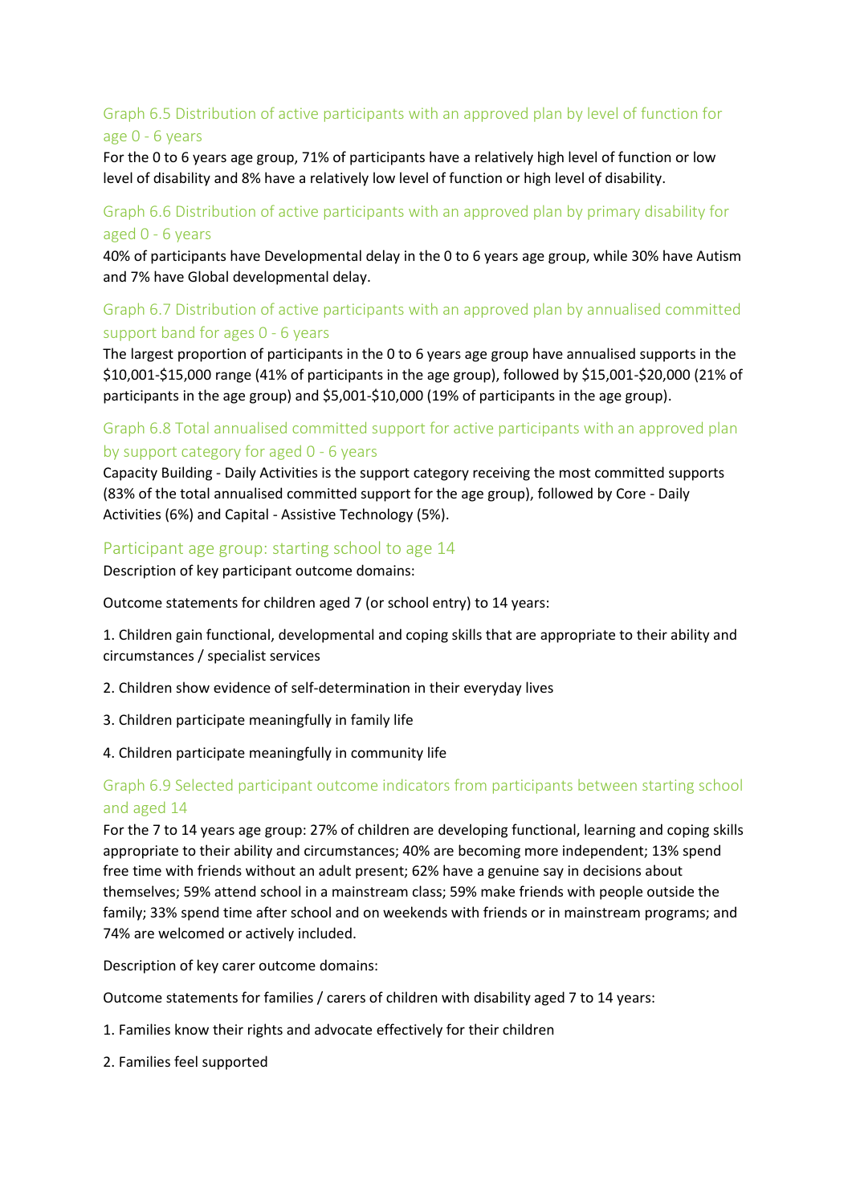### Graph 6.5 Distribution of active participants with an approved plan by level of function for age 0 - 6 years

For the 0 to 6 years age group, 71% of participants have a relatively high level of function or low level of disability and 8% have a relatively low level of function or high level of disability.

### Graph 6.6 Distribution of active participants with an approved plan by primary disability for aged 0 - 6 years

40% of participants have Developmental delay in the 0 to 6 years age group, while 30% have Autism and 7% have Global developmental delay.

### Graph 6.7 Distribution of active participants with an approved plan by annualised committed support band for ages 0 - 6 years

The largest proportion of participants in the 0 to 6 years age group have annualised supports in the $10,001-$15,000 range (41% of participants in the age group), followed by $15,001-$20,000 (21% of participants in the age group) and $5,001-$10,000 (19% of participants in the age group).

### Graph 6.8 Total annualised committed support for active participants with an approved plan by support category for aged 0 - 6 years

Capacity Building - Daily Activities is the support category receiving the most committed supports (83% of the total annualised committed support for the age group), followed by Core - Daily Activities (6%) and Capital - Assistive Technology (5%).

## Participant age group: starting school to age 14

Description of key participant outcome domains:

Outcome statements for children aged 7 (or school entry) to 14 years:

1. Children gain functional, developmental and coping skills that are appropriate to their ability and circumstances / specialist services
2. Children show evidence of self-determination in their everyday lives
3. Children participate meaningfully in family life
4. Children participate meaningfully in community life

### Graph 6.9 Selected participant outcome indicators from participants between starting school and aged 14

For the 7 to 14 years age group: 27% of children are developing functional, learning and coping skills appropriate to their ability and circumstances; 40% are becoming more independent; 13% spend free time with friends without an adult present; 62% have a genuine say in decisions about themselves; 59% attend school in a mainstream class; 59% make friends with people outside the family; 33% spend time after school and on weekends with friends or in mainstream programs; and 74% are welcomed or actively included.

Description of key carer outcome domains:

Outcome statements for families / carers of children with disability aged 7 to 14 years:

1. Families know their rights and advocate effectively for their children
2. Families feel supported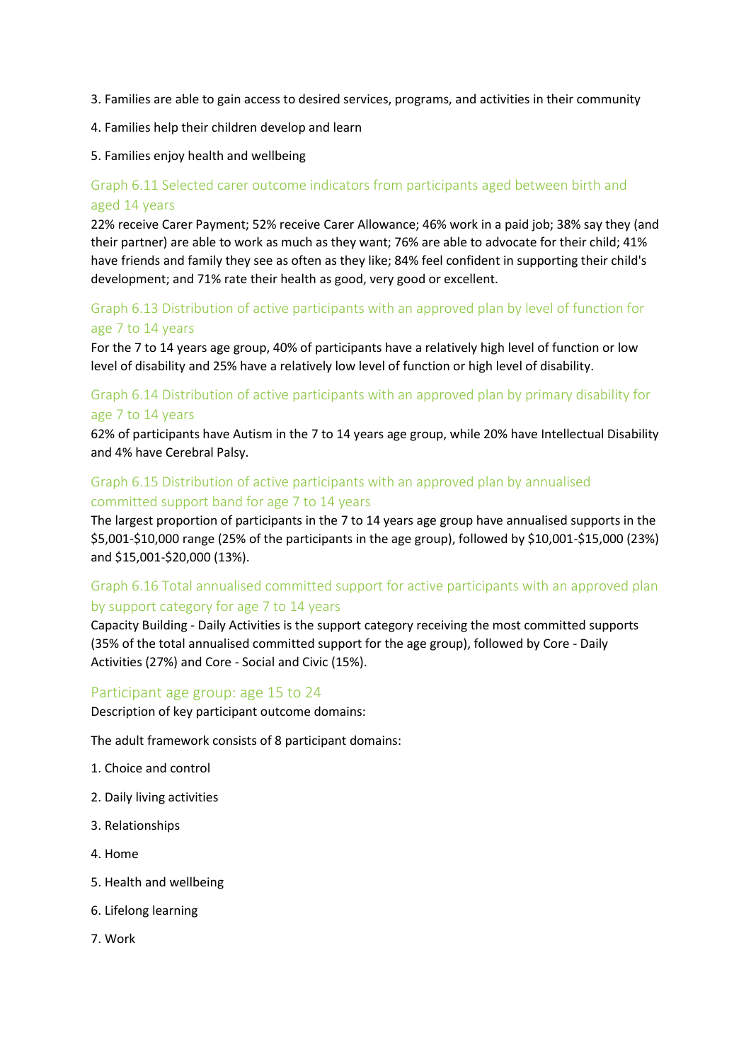3. Families are able to gain access to desired services, programs, and activities in their community

4. Families help their children develop and learn

5. Families enjoy health and wellbeing

### Graph 6.11 Selected carer outcome indicators from participants aged between birth and aged 14 years

22% receive Carer Payment; 52% receive Carer Allowance; 46% work in a paid job; 38% say they (and their partner) are able to work as much as they want; 76% are able to advocate for their child; 41% have friends and family they see as often as they like; 84% feel confident in supporting their child's development; and 71% rate their health as good, very good or excellent.

### Graph 6.13 Distribution of active participants with an approved plan by level of function for age 7 to 14 years

For the 7 to 14 years age group, 40% of participants have a relatively high level of function or low level of disability and 25% have a relatively low level of function or high level of disability.

### Graph 6.14 Distribution of active participants with an approved plan by primary disability for age 7 to 14 years

62% of participants have Autism in the 7 to 14 years age group, while 20% have Intellectual Disability and 4% have Cerebral Palsy.

### Graph 6.15 Distribution of active participants with an approved plan by annualised committed support band for age 7 to 14 years

The largest proportion of participants in the 7 to 14 years age group have annualised supports in the $5,001-$10,000 range (25% of the participants in the age group), followed by $10,001-$15,000 (23%) and $15,001-$20,000 (13%).

### Graph 6.16 Total annualised committed support for active participants with an approved plan by support category for age 7 to 14 years

Capacity Building - Daily Activities is the support category receiving the most committed supports (35% of the total annualised committed support for the age group), followed by Core - Daily Activities (27%) and Core - Social and Civic (15%).

## Participant age group: age 15 to 24

Description of key participant outcome domains:

The adult framework consists of 8 participant domains:

1. Choice and control

2. Daily living activities

3. Relationships

4. Home

5. Health and wellbeing

6. Lifelong learning

7. Work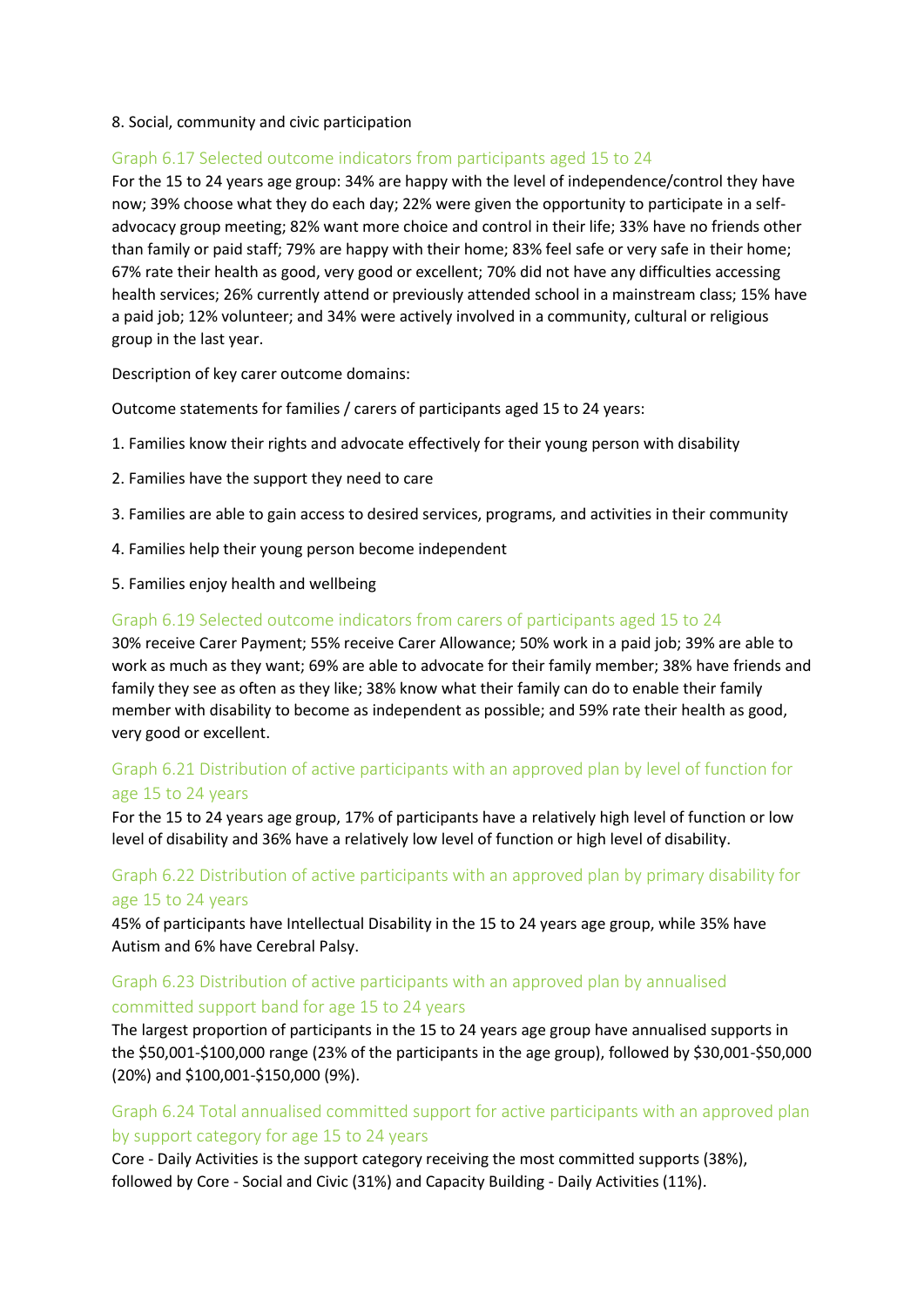8. Social, community and civic participation

### Graph 6.17 Selected outcome indicators from participants aged 15 to 24

For the 15 to 24 years age group: 34% are happy with the level of independence/control they have now; 39% choose what they do each day; 22% were given the opportunity to participate in a self-advocacy group meeting; 82% want more choice and control in their life; 33% have no friends other than family or paid staff; 79% are happy with their home; 83% feel safe or very safe in their home; 67% rate their health as good, very good or excellent; 70% did not have any difficulties accessing health services; 26% currently attend or previously attended school in a mainstream class; 15% have a paid job; 12% volunteer; and 34% were actively involved in a community, cultural or religious group in the last year.

Description of key carer outcome domains:

Outcome statements for families / carers of participants aged 15 to 24 years:

1. Families know their rights and advocate effectively for their young person with disability
2. Families have the support they need to care
3. Families are able to gain access to desired services, programs, and activities in their community
4. Families help their young person become independent
5. Families enjoy health and wellbeing

### Graph 6.19 Selected outcome indicators from carers of participants aged 15 to 24

30% receive Carer Payment; 55% receive Carer Allowance; 50% work in a paid job; 39% are able to work as much as they want; 69% are able to advocate for their family member; 38% have friends and family they see as often as they like; 38% know what their family can do to enable their family member with disability to become as independent as possible; and 59% rate their health as good, very good or excellent.

### Graph 6.21 Distribution of active participants with an approved plan by level of function for age 15 to 24 years

For the 15 to 24 years age group, 17% of participants have a relatively high level of function or low level of disability and 36% have a relatively low level of function or high level of disability.

### Graph 6.22 Distribution of active participants with an approved plan by primary disability for age 15 to 24 years

45% of participants have Intellectual Disability in the 15 to 24 years age group, while 35% have Autism and 6% have Cerebral Palsy.

### Graph 6.23 Distribution of active participants with an approved plan by annualised committed support band for age 15 to 24 years

The largest proportion of participants in the 15 to 24 years age group have annualised supports in the $50,001-$100,000 range (23% of the participants in the age group), followed by $30,001-$50,000 (20%) and $100,001-$150,000 (9%).

### Graph 6.24 Total annualised committed support for active participants with an approved plan by support category for age 15 to 24 years

Core - Daily Activities is the support category receiving the most committed supports (38%), followed by Core - Social and Civic (31%) and Capacity Building - Daily Activities (11%).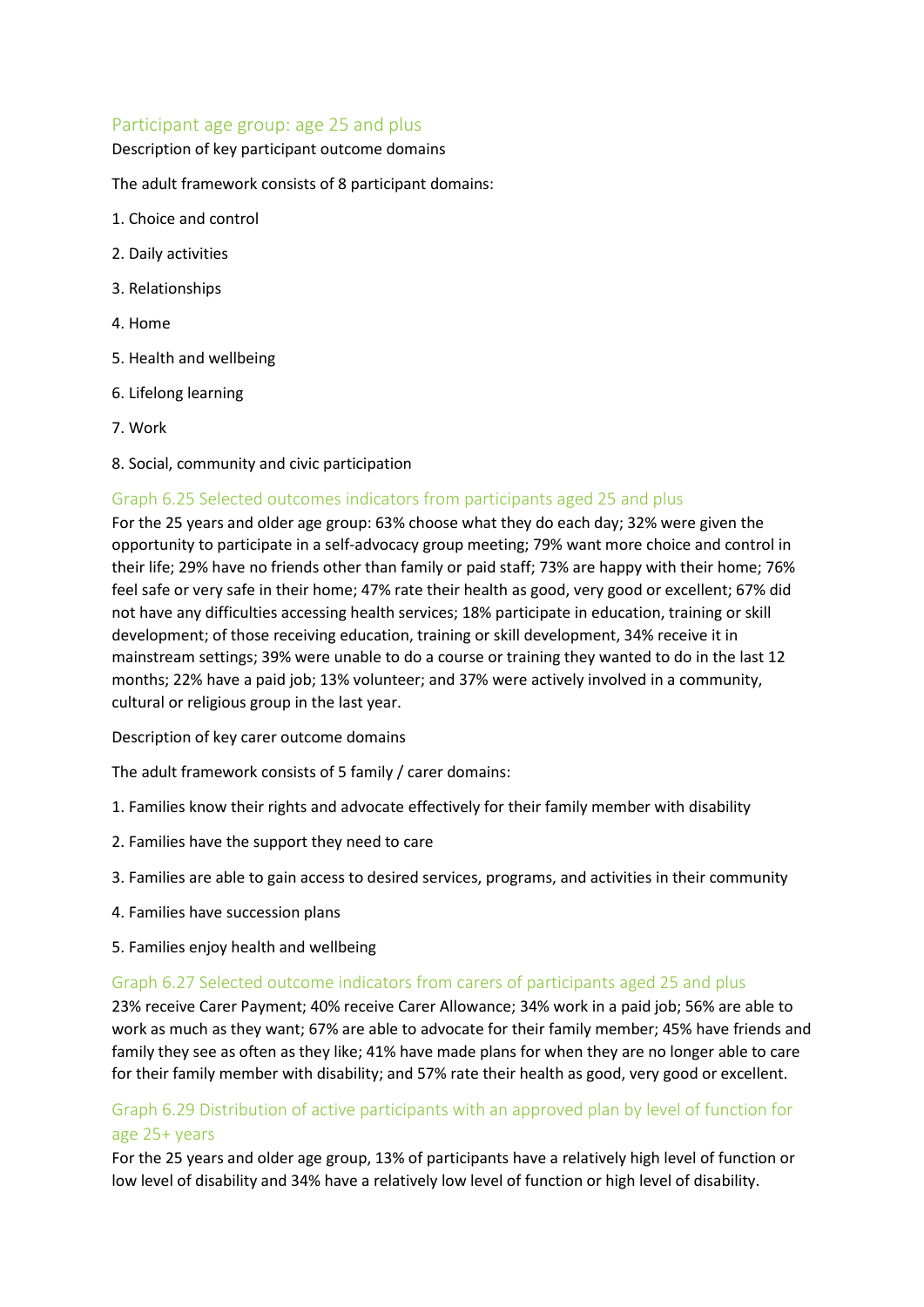## Participant age group: age 25 and plus

Description of key participant outcome domains

The adult framework consists of 8 participant domains:

1. Choice and control
2. Daily activities
3. Relationships
4. Home
5. Health and wellbeing
6. Lifelong learning
7. Work
8. Social, community and civic participation

### Graph 6.25 Selected outcomes indicators from participants aged 25 and plus

For the 25 years and older age group: 63% choose what they do each day; 32% were given the opportunity to participate in a self-advocacy group meeting; 79% want more choice and control in their life; 29% have no friends other than family or paid staff; 73% are happy with their home; 76% feel safe or very safe in their home; 47% rate their health as good, very good or excellent; 67% did not have any difficulties accessing health services; 18% participate in education, training or skill development; of those receiving education, training or skill development, 34% receive it in mainstream settings; 39% were unable to do a course or training they wanted to do in the last 12 months; 22% have a paid job; 13% volunteer; and 37% were actively involved in a community, cultural or religious group in the last year.

Description of key carer outcome domains

The adult framework consists of 5 family / carer domains:

1. Families know their rights and advocate effectively for their family member with disability
2. Families have the support they need to care
3. Families are able to gain access to desired services, programs, and activities in their community
4. Families have succession plans
5. Families enjoy health and wellbeing

### Graph 6.27 Selected outcome indicators from carers of participants aged 25 and plus

23% receive Carer Payment; 40% receive Carer Allowance; 34% work in a paid job; 56% are able to work as much as they want; 67% are able to advocate for their family member; 45% have friends and family they see as often as they like; 41% have made plans for when they are no longer able to care for their family member with disability; and 57% rate their health as good, very good or excellent.

### Graph 6.29 Distribution of active participants with an approved plan by level of function for age 25+ years

For the 25 years and older age group, 13% of participants have a relatively high level of function or low level of disability and 34% have a relatively low level of function or high level of disability.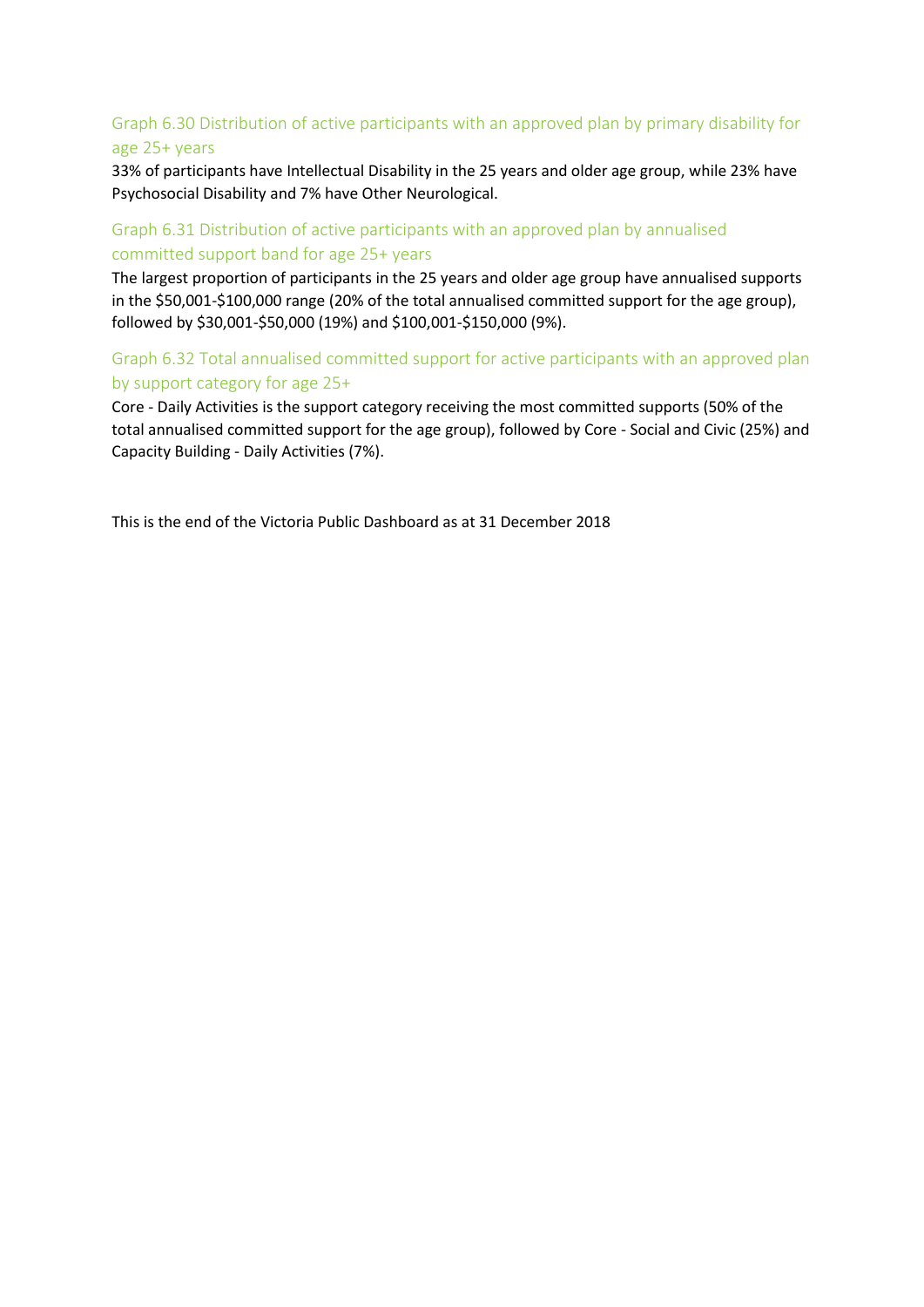### Graph 6.30 Distribution of active participants with an approved plan by primary disability for age 25+ years

33% of participants have Intellectual Disability in the 25 years and older age group, while 23% have Psychosocial Disability and 7% have Other Neurological.

### Graph 6.31 Distribution of active participants with an approved plan by annualised committed support band for age 25+ years

The largest proportion of participants in the 25 years and older age group have annualised supports in the $50,001-$100,000 range (20% of the total annualised committed support for the age group), followed by $30,001-$50,000 (19%) and $100,001-$150,000 (9%).

### Graph 6.32 Total annualised committed support for active participants with an approved plan by support category for age 25+

Core - Daily Activities is the support category receiving the most committed supports (50% of the total annualised committed support for the age group), followed by Core - Social and Civic (25%) and Capacity Building - Daily Activities (7%).

This is the end of the Victoria Public Dashboard as at 31 December 2018